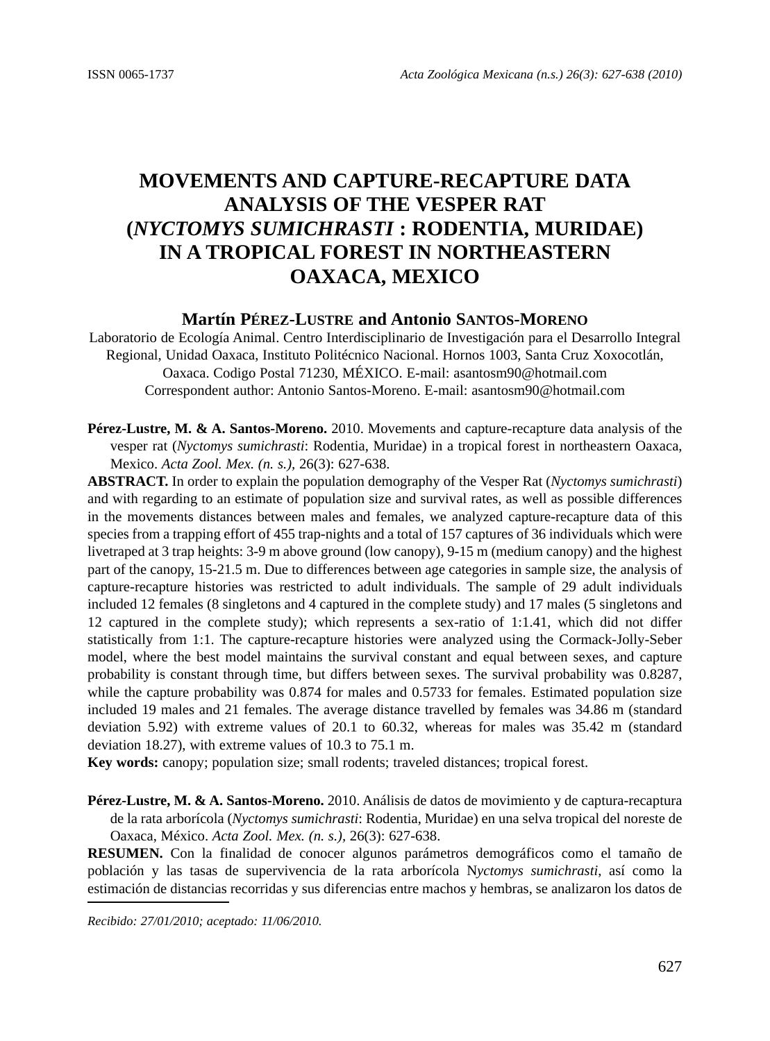# MOVEMENTS AND CAPTURE-RECAPTURE DATA ANALYSIS OF THE VESPER RAT (*NYCTOMYS SUMICHRASTI* : RODENTIA, MURIDAE) IN A TROPICAL FOREST IN NORTHEASTERN OAXACA, MEXICO

**Martín Pérez-Lustre and Antonio Santos-Moreno**

Laboratorio de Ecología Animal. Centro Interdisciplinario de Investigación para el Desarrollo Integral Regional, Unidad Oaxaca, Instituto Politécnico Nacional. Hornos 1003, Santa Cruz Xoxocotlán, Oaxaca. Codigo Postal 71230, MÉXICO. E-mail: asantosm90@hotmail.com
Correspondent author: Antonio Santos-Moreno. E-mail: asantosm90@hotmail.com

**Pérez-Lustre, M. & A. Santos-Moreno.** 2010. Movements and capture-recapture data analysis of the vesper rat (*Nyctomys sumichrasti*: Rodentia, Muridae) in a tropical forest in northeastern Oaxaca, Mexico. *Acta Zool. Mex. (n. s.)*, 26(3): 627-638.

**ABSTRACT.** In order to explain the population demography of the Vesper Rat (*Nyctomys sumichrasti*) and with regarding to an estimate of population size and survival rates, as well as possible differences in the movements distances between males and females, we analyzed capture-recapture data of this species from a trapping effort of 455 trap-nights and a total of 157 captures of 36 individuals which were livetraped at 3 trap heights: 3-9 m above ground (low canopy), 9-15 m (medium canopy) and the highest part of the canopy, 15-21.5 m. Due to differences between age categories in sample size, the analysis of capture-recapture histories was restricted to adult individuals. The sample of 29 adult individuals included 12 females (8 singletons and 4 captured in the complete study) and 17 males (5 singletons and 12 captured in the complete study); which represents a sex-ratio of 1:1.41, which did not differ statistically from 1:1. The capture-recapture histories were analyzed using the Cormack-Jolly-Seber model, where the best model maintains the survival constant and equal between sexes, and capture probability is constant through time, but differs between sexes. The survival probability was 0.8287, while the capture probability was 0.874 for males and 0.5733 for females. Estimated population size included 19 males and 21 females. The average distance travelled by females was 34.86 m (standard deviation 5.92) with extreme values of 20.1 to 60.32, whereas for males was 35.42 m (standard deviation 18.27), with extreme values of 10.3 to 75.1 m.

**Key words:** canopy; population size; small rodents; traveled distances; tropical forest.

**Pérez-Lustre, M. & A. Santos-Moreno.** 2010. Análisis de datos de movimiento y de captura-recaptura de la rata arborícola (*Nyctomys sumichrasti*: Rodentia, Muridae) en una selva tropical del noreste de Oaxaca, México. *Acta Zool. Mex. (n. s.)*, 26(3): 627-638.

**RESUMEN.** Con la finalidad de conocer algunos parámetros demográficos como el tamaño de población y las tasas de supervivencia de la rata arborícola N*yctomys sumichrasti*, así como la estimación de distancias recorridas y sus diferencias entre machos y hembras, se analizaron los datos de

*Recibido: 27/01/2010; aceptado: 11/06/2010.*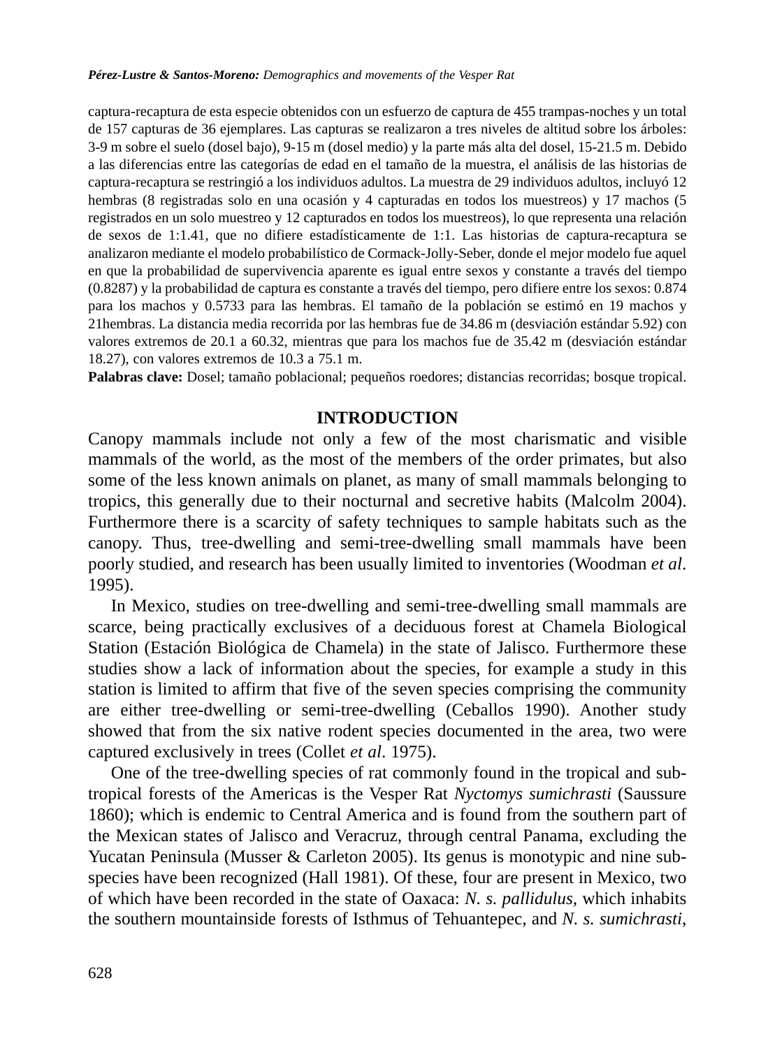captura-recaptura de esta especie obtenidos con un esfuerzo de captura de 455 trampas-noches y un total de 157 capturas de 36 ejemplares. Las capturas se realizaron a tres niveles de altitud sobre los árboles: 3-9 m sobre el suelo (dosel bajo), 9-15 m (dosel medio) y la parte más alta del dosel, 15-21.5 m. Debido a las diferencias entre las categorías de edad en el tamaño de la muestra, el análisis de las historias de captura-recaptura se restringió a los individuos adultos. La muestra de 29 individuos adultos, incluyó 12 hembras (8 registradas solo en una ocasión y 4 capturadas en todos los muestreos) y 17 machos (5 registrados en un solo muestreo y 12 capturados en todos los muestreos), lo que representa una relación de sexos de 1:1.41, que no difiere estadísticamente de 1:1. Las historias de captura-recaptura se analizaron mediante el modelo probabilístico de Cormack-Jolly-Seber, donde el mejor modelo fue aquel en que la probabilidad de supervivencia aparente es igual entre sexos y constante a través del tiempo (0.8287) y la probabilidad de captura es constante a través del tiempo, pero difiere entre los sexos: 0.874 para los machos y 0.5733 para las hembras. El tamaño de la población se estimó en 19 machos y 21hembras. La distancia media recorrida por las hembras fue de 34.86 m (desviación estándar 5.92) con valores extremos de 20.1 a 60.32, mientras que para los machos fue de 35.42 m (desviación estándar 18.27), con valores extremos de 10.3 a 75.1 m.

**Palabras clave:** Dosel; tamaño poblacional; pequeños roedores; distancias recorridas; bosque tropical.

## INTRODUCTION

Canopy mammals include not only a few of the most charismatic and visible mammals of the world, as the most of the members of the order primates, but also some of the less known animals on planet, as many of small mammals belonging to tropics, this generally due to their nocturnal and secretive habits (Malcolm 2004). Furthermore there is a scarcity of safety techniques to sample habitats such as the canopy. Thus, tree-dwelling and semi-tree-dwelling small mammals have been poorly studied, and research has been usually limited to inventories (Woodman *et al*. 1995).

In Mexico, studies on tree-dwelling and semi-tree-dwelling small mammals are scarce, being practically exclusives of a deciduous forest at Chamela Biological Station (Estación Biológica de Chamela) in the state of Jalisco. Furthermore these studies show a lack of information about the species, for example a study in this station is limited to affirm that five of the seven species comprising the community are either tree-dwelling or semi-tree-dwelling (Ceballos 1990). Another study showed that from the six native rodent species documented in the area, two were captured exclusively in trees (Collet *et al*. 1975).

One of the tree-dwelling species of rat commonly found in the tropical and sub-tropical forests of the Americas is the Vesper Rat *Nyctomys sumichrasti* (Saussure 1860); which is endemic to Central America and is found from the southern part of the Mexican states of Jalisco and Veracruz, through central Panama, excluding the Yucatan Peninsula (Musser & Carleton 2005). Its genus is monotypic and nine sub-species have been recognized (Hall 1981). Of these, four are present in Mexico, two of which have been recorded in the state of Oaxaca: *N. s. pallidulus*, which inhabits the southern mountainside forests of Isthmus of Tehuantepec, and *N. s. sumichrasti*,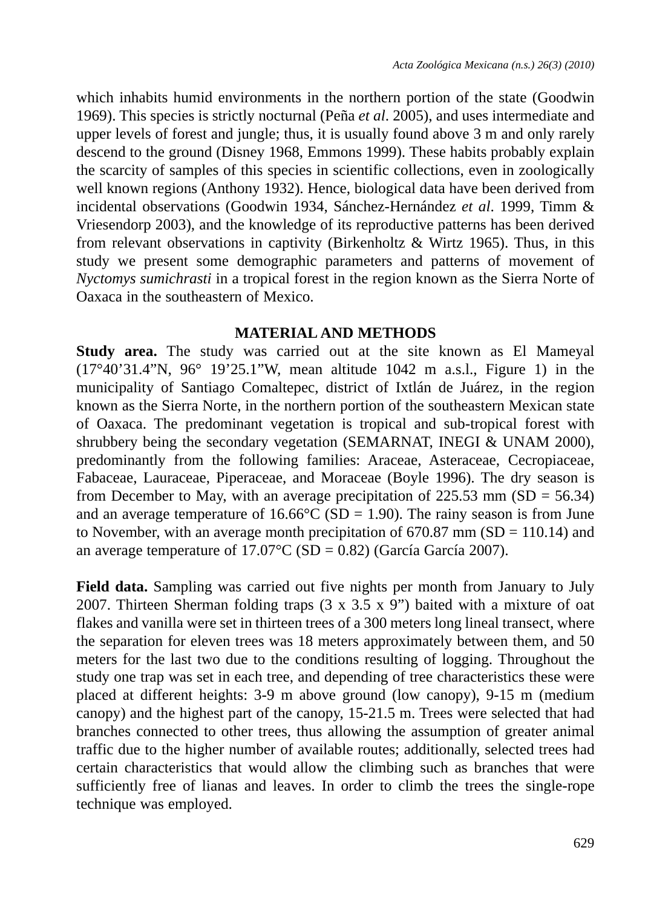which inhabits humid environments in the northern portion of the state (Goodwin 1969). This species is strictly nocturnal (Peña *et al*. 2005), and uses intermediate and upper levels of forest and jungle; thus, it is usually found above 3 m and only rarely descend to the ground (Disney 1968, Emmons 1999). These habits probably explain the scarcity of samples of this species in scientific collections, even in zoologically well known regions (Anthony 1932). Hence, biological data have been derived from incidental observations (Goodwin 1934, Sánchez-Hernández *et al*. 1999, Timm & Vriesendorp 2003), and the knowledge of its reproductive patterns has been derived from relevant observations in captivity (Birkenholtz & Wirtz 1965). Thus, in this study we present some demographic parameters and patterns of movement of *Nyctomys sumichrasti* in a tropical forest in the region known as the Sierra Norte of Oaxaca in the southeastern of Mexico.

## MATERIAL AND METHODS

**Study area.** The study was carried out at the site known as El Mameyal (17°40'31.4"N, 96° 19'25.1"W, mean altitude 1042 m a.s.l., Figure 1) in the municipality of Santiago Comaltepec, district of Ixtlán de Juárez, in the region known as the Sierra Norte, in the northern portion of the southeastern Mexican state of Oaxaca. The predominant vegetation is tropical and sub-tropical forest with shrubbery being the secondary vegetation (SEMARNAT, INEGI & UNAM 2000), predominantly from the following families: Araceae, Asteraceae, Cecropiaceae, Fabaceae, Lauraceae, Piperaceae, and Moraceae (Boyle 1996). The dry season is from December to May, with an average precipitation of 225.53 mm (SD = 56.34) and an average temperature of 16.66°C (SD = 1.90). The rainy season is from June to November, with an average month precipitation of 670.87 mm (SD = 110.14) and an average temperature of 17.07°C (SD = 0.82) (García García 2007).

**Field data.** Sampling was carried out five nights per month from January to July 2007. Thirteen Sherman folding traps (3 x 3.5 x 9") baited with a mixture of oat flakes and vanilla were set in thirteen trees of a 300 meters long lineal transect, where the separation for eleven trees was 18 meters approximately between them, and 50 meters for the last two due to the conditions resulting of logging. Throughout the study one trap was set in each tree, and depending of tree characteristics these were placed at different heights: 3-9 m above ground (low canopy), 9-15 m (medium canopy) and the highest part of the canopy, 15-21.5 m. Trees were selected that had branches connected to other trees, thus allowing the assumption of greater animal traffic due to the higher number of available routes; additionally, selected trees had certain characteristics that would allow the climbing such as branches that were sufficiently free of lianas and leaves. In order to climb the trees the single-rope technique was employed.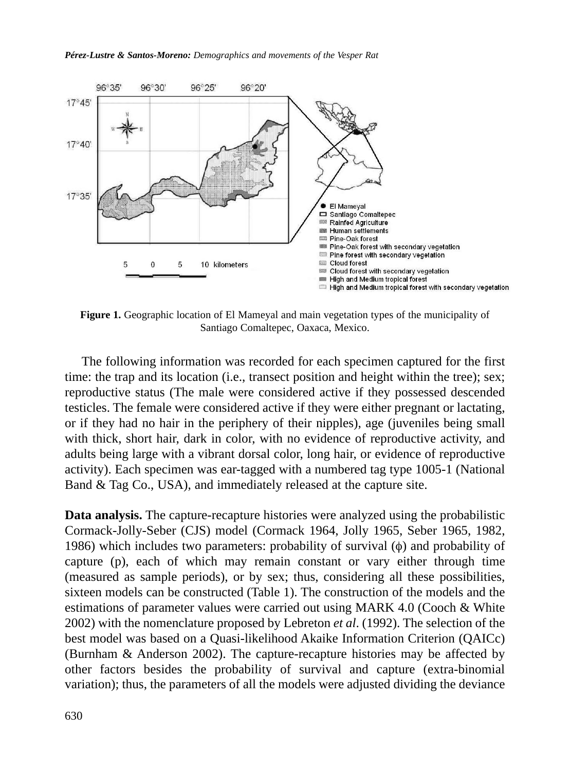**Figure 1.** Geographic location of El Mameyal and main vegetation types of the municipality of Santiago Comaltepec, Oaxaca, Mexico.

The following information was recorded for each specimen captured for the first time: the trap and its location (i.e., transect position and height within the tree); sex; reproductive status (The male were considered active if they possessed descended testicles. The female were considered active if they were either pregnant or lactating, or if they had no hair in the periphery of their nipples), age (juveniles being small with thick, short hair, dark in color, with no evidence of reproductive activity, and adults being large with a vibrant dorsal color, long hair, or evidence of reproductive activity). Each specimen was ear-tagged with a numbered tag type 1005-1 (National Band & Tag Co., USA), and immediately released at the capture site.

**Data analysis.** The capture-recapture histories were analyzed using the probabilistic Cormack-Jolly-Seber (CJS) model (Cormack 1964, Jolly 1965, Seber 1965, 1982, 1986) which includes two parameters: probability of survival ($\phi$) and probability of capture (p), each of which may remain constant or vary either through time (measured as sample periods), or by sex; thus, considering all these possibilities, sixteen models can be constructed (Table 1). The construction of the models and the estimations of parameter values were carried out using MARK 4.0 (Cooch & White 2002) with the nomenclature proposed by Lebreton *et al*. (1992). The selection of the best model was based on a Quasi-likelihood Akaike Information Criterion (QAICc) (Burnham & Anderson 2002). The capture-recapture histories may be affected by other factors besides the probability of survival and capture (extra-binomial variation); thus, the parameters of all the models were adjusted dividing the deviance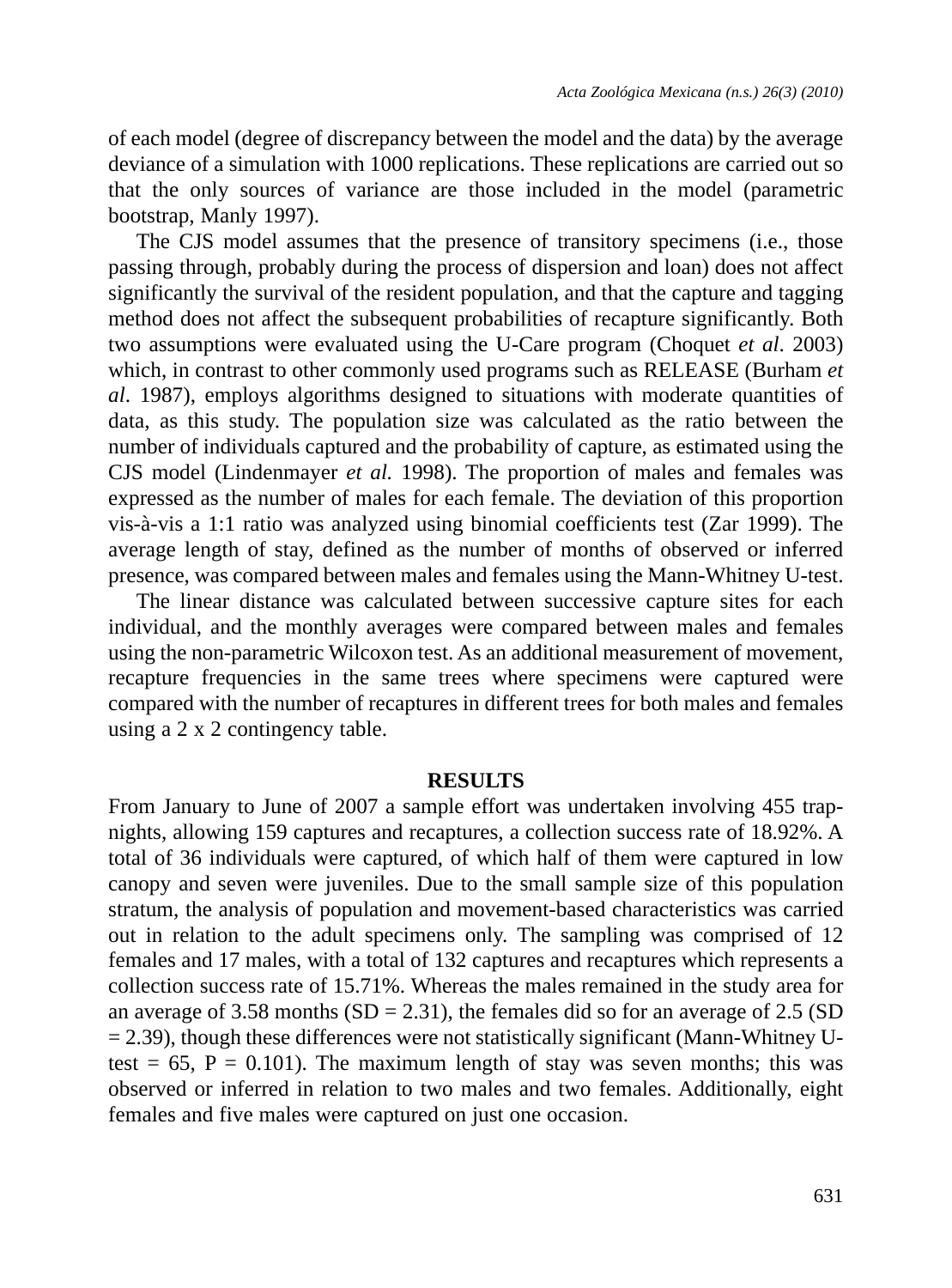of each model (degree of discrepancy between the model and the data) by the average deviance of a simulation with 1000 replications. These replications are carried out so that the only sources of variance are those included in the model (parametric bootstrap, Manly 1997).

The CJS model assumes that the presence of transitory specimens (i.e., those passing through, probably during the process of dispersion and loan) does not affect significantly the survival of the resident population, and that the capture and tagging method does not affect the subsequent probabilities of recapture significantly. Both two assumptions were evaluated using the U-Care program (Choquet *et al*. 2003) which, in contrast to other commonly used programs such as RELEASE (Burham *et al*. 1987), employs algorithms designed to situations with moderate quantities of data, as this study. The population size was calculated as the ratio between the number of individuals captured and the probability of capture, as estimated using the CJS model (Lindenmayer *et al.* 1998). The proportion of males and females was expressed as the number of males for each female. The deviation of this proportion vis-à-vis a 1:1 ratio was analyzed using binomial coefficients test (Zar 1999). The average length of stay, defined as the number of months of observed or inferred presence, was compared between males and females using the Mann-Whitney U-test.

The linear distance was calculated between successive capture sites for each individual, and the monthly averages were compared between males and females using the non-parametric Wilcoxon test. As an additional measurement of movement, recapture frequencies in the same trees where specimens were captured were compared with the number of recaptures in different trees for both males and females using a 2 x 2 contingency table.

## RESULTS

From January to June of 2007 a sample effort was undertaken involving 455 trap-nights, allowing 159 captures and recaptures, a collection success rate of 18.92%. A total of 36 individuals were captured, of which half of them were captured in low canopy and seven were juveniles. Due to the small sample size of this population stratum, the analysis of population and movement-based characteristics was carried out in relation to the adult specimens only. The sampling was comprised of 12 females and 17 males, with a total of 132 captures and recaptures which represents a collection success rate of 15.71%. Whereas the males remained in the study area for an average of 3.58 months (SD = 2.31), the females did so for an average of 2.5 (SD = 2.39), though these differences were not statistically significant (Mann-Whitney U-test = 65, P = 0.101). The maximum length of stay was seven months; this was observed or inferred in relation to two males and two females. Additionally, eight females and five males were captured on just one occasion.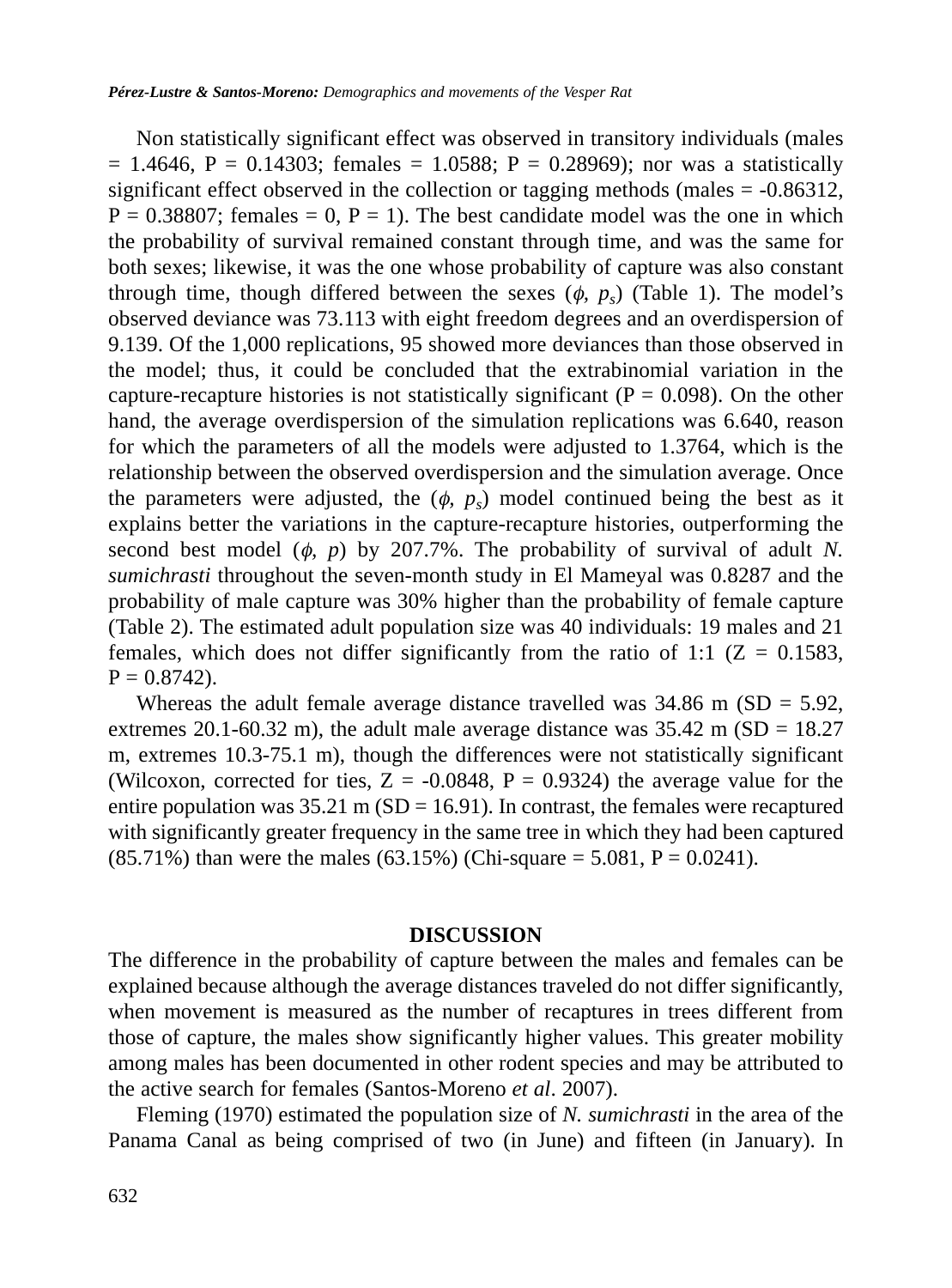Non statistically significant effect was observed in transitory individuals (males = 1.4646, P = 0.14303; females = 1.0588; P = 0.28969); nor was a statistically significant effect observed in the collection or tagging methods (males = -0.86312, P = 0.38807; females = 0, P = 1). The best candidate model was the one in which the probability of survival remained constant through time, and was the same for both sexes; likewise, it was the one whose probability of capture was also constant through time, though differed between the sexes ($\phi$, $p_s$) (Table 1). The model's observed deviance was 73.113 with eight freedom degrees and an overdispersion of 9.139. Of the 1,000 replications, 95 showed more deviances than those observed in the model; thus, it could be concluded that the extrabinomial variation in the capture-recapture histories is not statistically significant (P = 0.098). On the other hand, the average overdispersion of the simulation replications was 6.640, reason for which the parameters of all the models were adjusted to 1.3764, which is the relationship between the observed overdispersion and the simulation average. Once the parameters were adjusted, the ($\phi$, $p_s$) model continued being the best as it explains better the variations in the capture-recapture histories, outperforming the second best model ($\phi$, $p$) by 207.7%. The probability of survival of adult *N. sumichrasti* throughout the seven-month study in El Mameyal was 0.8287 and the probability of male capture was 30% higher than the probability of female capture (Table 2). The estimated adult population size was 40 individuals: 19 males and 21 females, which does not differ significantly from the ratio of 1:1 (Z = 0.1583, P = 0.8742).

Whereas the adult female average distance travelled was 34.86 m (SD = 5.92, extremes 20.1-60.32 m), the adult male average distance was 35.42 m (SD = 18.27 m, extremes 10.3-75.1 m), though the differences were not statistically significant (Wilcoxon, corrected for ties, Z = -0.0848, P = 0.9324) the average value for the entire population was 35.21 m (SD = 16.91). In contrast, the females were recaptured with significantly greater frequency in the same tree in which they had been captured (85.71%) than were the males (63.15%) (Chi-square = 5.081, P = 0.0241).

## DISCUSSION

The difference in the probability of capture between the males and females can be explained because although the average distances traveled do not differ significantly, when movement is measured as the number of recaptures in trees different from those of capture, the males show significantly higher values. This greater mobility among males has been documented in other rodent species and may be attributed to the active search for females (Santos-Moreno *et al*. 2007).

Fleming (1970) estimated the population size of *N. sumichrasti* in the area of the Panama Canal as being comprised of two (in June) and fifteen (in January). In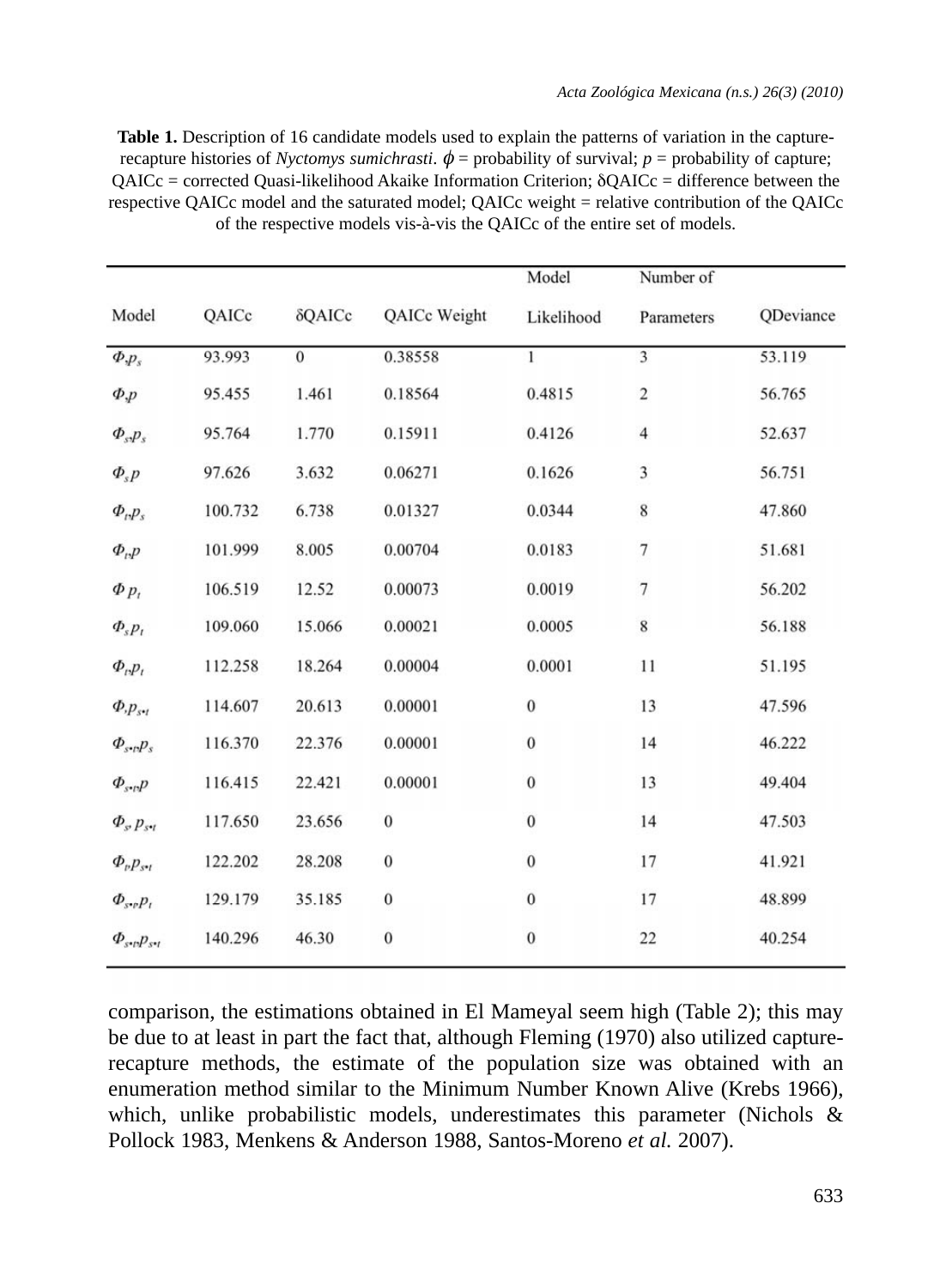**Table 1.** Description of 16 candidate models used to explain the patterns of variation in the capture-recapture histories of *Nyctomys sumichrasti*. $\phi$ = probability of survival; $p$ = probability of capture; QAICc = corrected Quasi-likelihood Akaike Information Criterion; δQAICc = difference between the respective QAICc model and the saturated model; QAICc weight = relative contribution of the QAICc of the respective models vis-à-vis the QAICc of the entire set of models.

| Model | QAICc | δQAICc | QAICc Weight | Model Likelihood | Number of Parameters | QDeviance |
|---|---|---|---|---|---|---|
| $\Phi, p_s$ | 93.993 | 0 | 0.38558 | 1 | 3 | 53.119 |
| $\Phi, p$ | 95.455 | 1.461 | 0.18564 | 0.4815 | 2 | 56.765 |
| $\Phi_s, p_s$ | 95.764 | 1.770 | 0.15911 | 0.4126 | 4 | 52.637 |
| $\Phi_s p$ | 97.626 | 3.632 | 0.06271 | 0.1626 | 3 | 56.751 |
| $\Phi_t, p_s$ | 100.732 | 6.738 | 0.01327 | 0.0344 | 8 | 47.860 |
| $\Phi_t, p$ | 101.999 | 8.005 | 0.00704 | 0.0183 | 7 | 51.681 |
| $\Phi\, p_t$ | 106.519 | 12.52 | 0.00073 | 0.0019 | 7 | 56.202 |
| $\Phi_s p_t$ | 109.060 | 15.066 | 0.00021 | 0.0005 | 8 | 56.188 |
| $\Phi_t, p_t$ | 112.258 | 18.264 | 0.00004 | 0.0001 | 11 | 51.195 |
| $\Phi, p_{s \cdot t}$ | 114.607 | 20.613 | 0.00001 | 0 | 13 | 47.596 |
| $\Phi_{s \cdot t}, p_s$ | 116.370 | 22.376 | 0.00001 | 0 | 14 | 46.222 |
| $\Phi_{s \cdot t}, p$ | 116.415 | 22.421 | 0.00001 | 0 | 13 | 49.404 |
| $\Phi_s, p_{s \cdot t}$ | 117.650 | 23.656 | 0 | 0 | 14 | 47.503 |
| $\Phi_t, p_{s \cdot t}$ | 122.202 | 28.208 | 0 | 0 | 17 | 41.921 |
| $\Phi_{s \cdot t}, p_t$ | 129.179 | 35.185 | 0 | 0 | 17 | 48.899 |
| $\Phi_{s \cdot t}, p_{s \cdot t}$ | 140.296 | 46.30 | 0 | 0 | 22 | 40.254 |

comparison, the estimations obtained in El Mameyal seem high (Table 2); this may be due to at least in part the fact that, although Fleming (1970) also utilized capture-recapture methods, the estimate of the population size was obtained with an enumeration method similar to the Minimum Number Known Alive (Krebs 1966), which, unlike probabilistic models, underestimates this parameter (Nichols & Pollock 1983, Menkens & Anderson 1988, Santos-Moreno *et al.* 2007).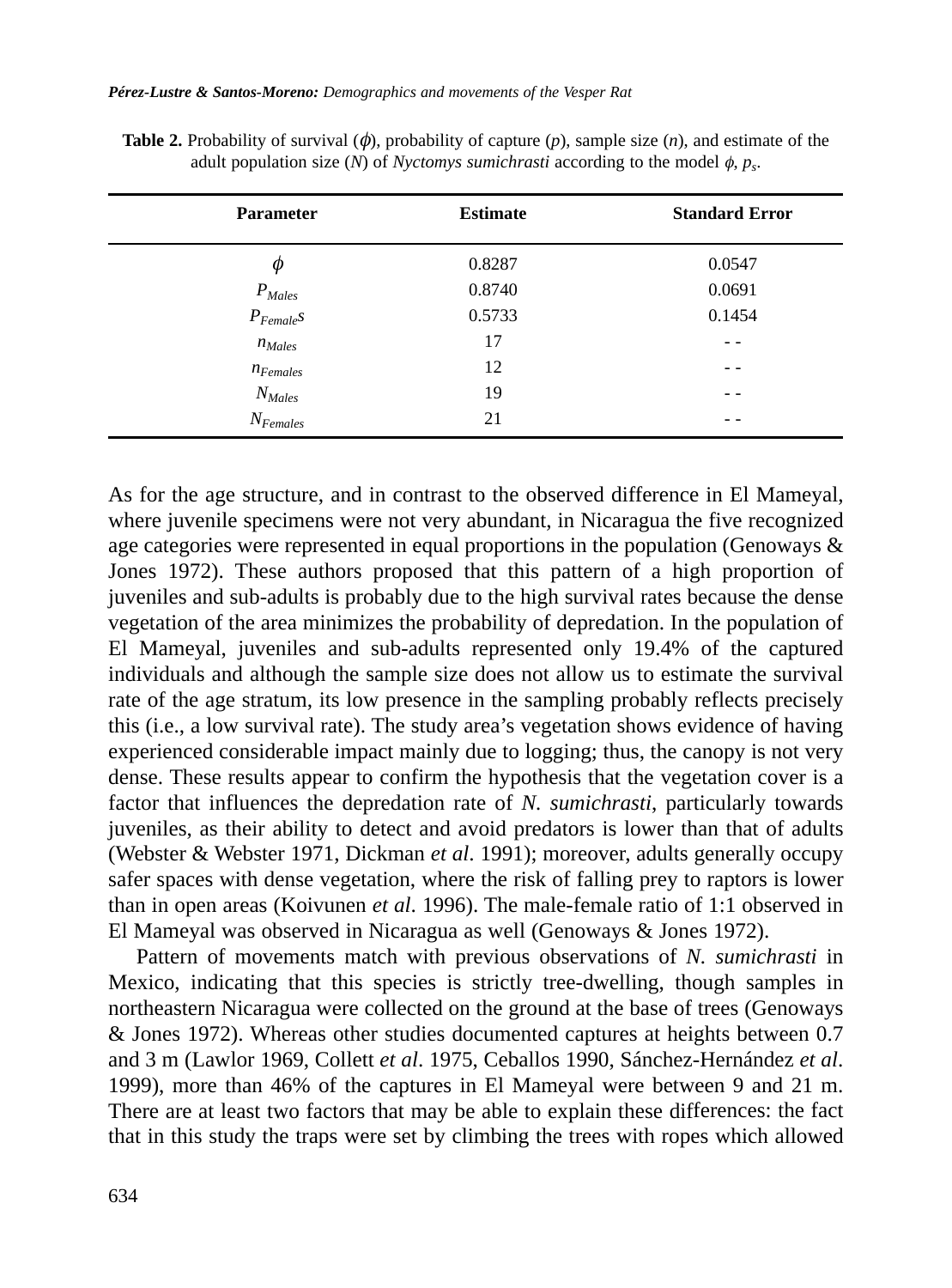**Table 2.** Probability of survival ($\phi$), probability of capture ($p$), sample size ($n$), and estimate of the adult population size ($N$) of *Nyctomys sumichrasti* according to the model $\phi$, $p_s$.

| Parameter | Estimate | Standard Error |
|---|---|---|
| $\phi$ | 0.8287 | 0.0547 |
| $P_{Males}$ | 0.8740 | 0.0691 |
| $P_{Females}$ | 0.5733 | 0.1454 |
| $n_{Males}$ | 17 | - - |
| $n_{Females}$ | 12 | - - |
| $N_{Males}$ | 19 | - - |
| $N_{Females}$ | 21 | - - |

As for the age structure, and in contrast to the observed difference in El Mameyal, where juvenile specimens were not very abundant, in Nicaragua the five recognized age categories were represented in equal proportions in the population (Genoways & Jones 1972). These authors proposed that this pattern of a high proportion of juveniles and sub-adults is probably due to the high survival rates because the dense vegetation of the area minimizes the probability of depredation. In the population of El Mameyal, juveniles and sub-adults represented only 19.4% of the captured individuals and although the sample size does not allow us to estimate the survival rate of the age stratum, its low presence in the sampling probably reflects precisely this (i.e., a low survival rate). The study area's vegetation shows evidence of having experienced considerable impact mainly due to logging; thus, the canopy is not very dense. These results appear to confirm the hypothesis that the vegetation cover is a factor that influences the depredation rate of *N. sumichrasti*, particularly towards juveniles, as their ability to detect and avoid predators is lower than that of adults (Webster & Webster 1971, Dickman *et al*. 1991); moreover, adults generally occupy safer spaces with dense vegetation, where the risk of falling prey to raptors is lower than in open areas (Koivunen *et al*. 1996). The male-female ratio of 1:1 observed in El Mameyal was observed in Nicaragua as well (Genoways & Jones 1972).

Pattern of movements match with previous observations of *N. sumichrasti* in Mexico, indicating that this species is strictly tree-dwelling, though samples in northeastern Nicaragua were collected on the ground at the base of trees (Genoways & Jones 1972). Whereas other studies documented captures at heights between 0.7 and 3 m (Lawlor 1969, Collett *et al*. 1975, Ceballos 1990, Sánchez-Hernández *et al*. 1999), more than 46% of the captures in El Mameyal were between 9 and 21 m. There are at least two factors that may be able to explain these differences: the fact that in this study the traps were set by climbing the trees with ropes which allowed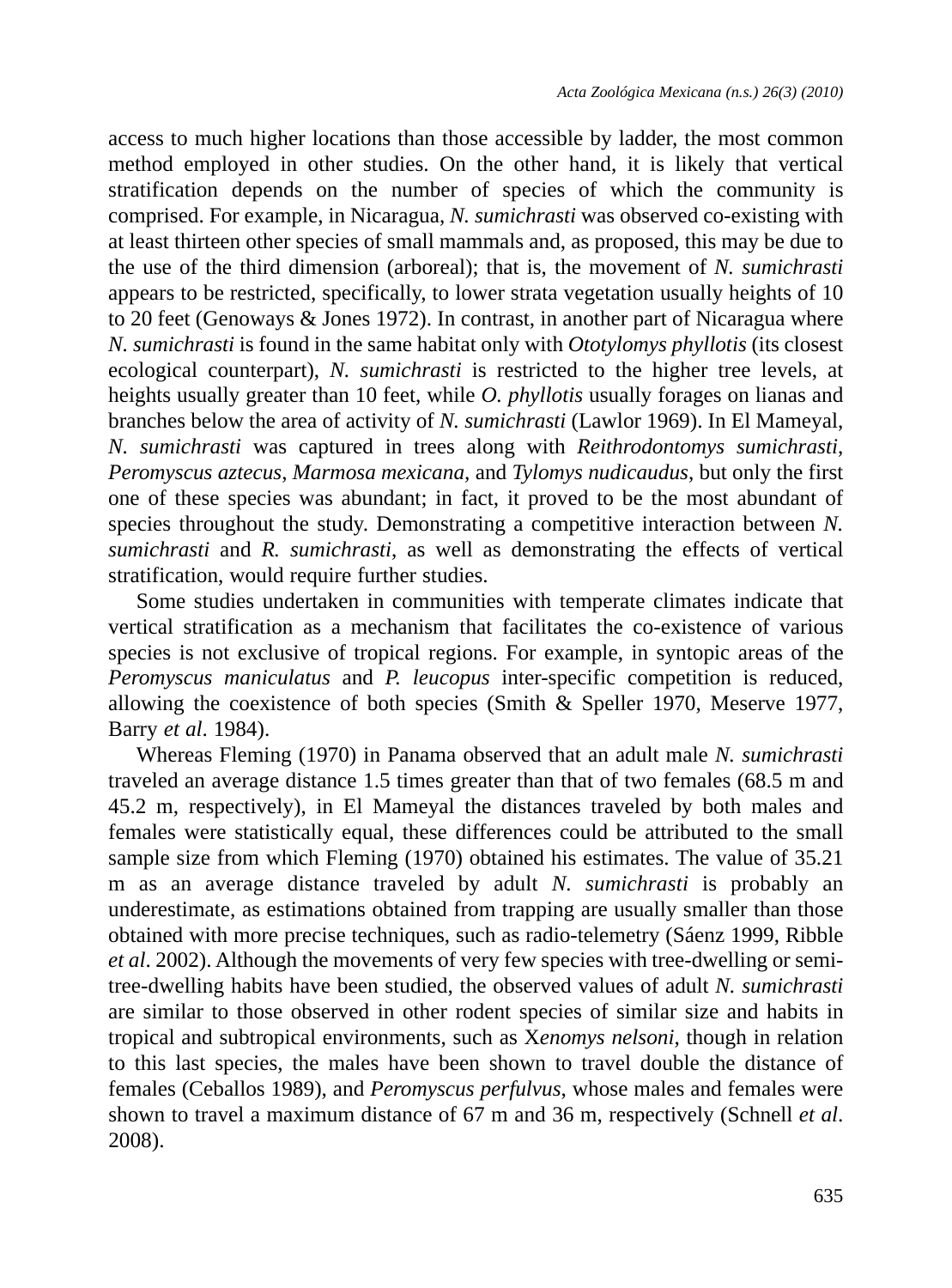access to much higher locations than those accessible by ladder, the most common method employed in other studies. On the other hand, it is likely that vertical stratification depends on the number of species of which the community is comprised. For example, in Nicaragua, *N. sumichrasti* was observed co-existing with at least thirteen other species of small mammals and, as proposed, this may be due to the use of the third dimension (arboreal); that is, the movement of *N. sumichrasti* appears to be restricted, specifically, to lower strata vegetation usually heights of 10 to 20 feet (Genoways & Jones 1972). In contrast, in another part of Nicaragua where *N. sumichrasti* is found in the same habitat only with *Ototylomys phyllotis* (its closest ecological counterpart), *N. sumichrasti* is restricted to the higher tree levels, at heights usually greater than 10 feet, while *O. phyllotis* usually forages on lianas and branches below the area of activity of *N. sumichrasti* (Lawlor 1969). In El Mameyal, *N. sumichrasti* was captured in trees along with *Reithrodontomys sumichrasti*, *Peromyscus aztecus*, *Marmosa mexicana*, and *Tylomys nudicaudus*, but only the first one of these species was abundant; in fact, it proved to be the most abundant of species throughout the study. Demonstrating a competitive interaction between *N. sumichrasti* and *R. sumichrasti*, as well as demonstrating the effects of vertical stratification, would require further studies.

Some studies undertaken in communities with temperate climates indicate that vertical stratification as a mechanism that facilitates the co-existence of various species is not exclusive of tropical regions. For example, in syntopic areas of the *Peromyscus maniculatus* and *P. leucopus* inter-specific competition is reduced, allowing the coexistence of both species (Smith & Speller 1970, Meserve 1977, Barry *et al*. 1984).

Whereas Fleming (1970) in Panama observed that an adult male *N. sumichrasti* traveled an average distance 1.5 times greater than that of two females (68.5 m and 45.2 m, respectively), in El Mameyal the distances traveled by both males and females were statistically equal, these differences could be attributed to the small sample size from which Fleming (1970) obtained his estimates. The value of 35.21 m as an average distance traveled by adult *N. sumichrasti* is probably an underestimate, as estimations obtained from trapping are usually smaller than those obtained with more precise techniques, such as radio-telemetry (Sáenz 1999, Ribble *et al*. 2002). Although the movements of very few species with tree-dwelling or semi-tree-dwelling habits have been studied, the observed values of adult *N. sumichrasti* are similar to those observed in other rodent species of similar size and habits in tropical and subtropical environments, such as X*enomys nelsoni*, though in relation to this last species, the males have been shown to travel double the distance of females (Ceballos 1989), and *Peromyscus perfulvus*, whose males and females were shown to travel a maximum distance of 67 m and 36 m, respectively (Schnell *et al*. 2008).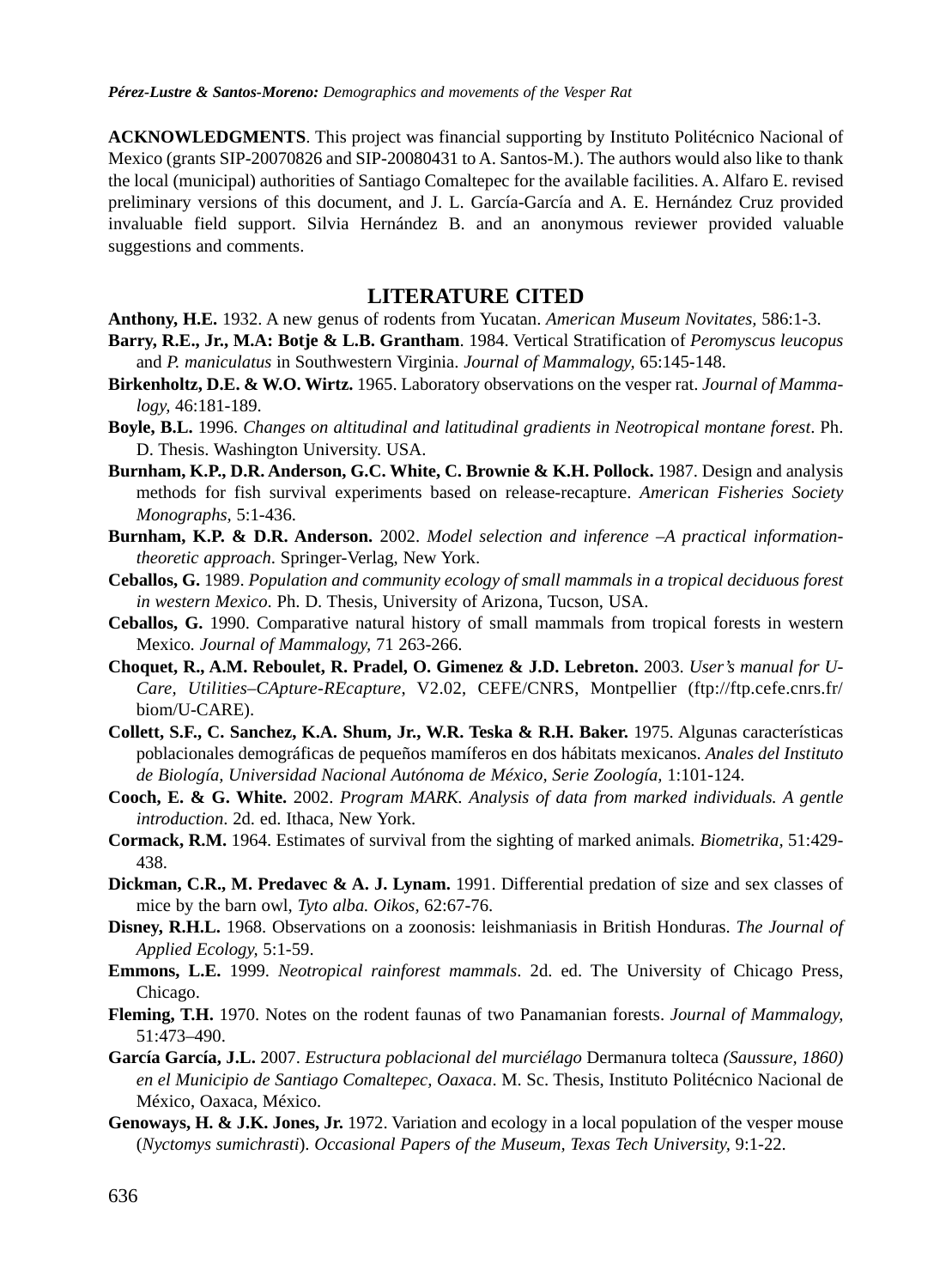**ACKNOWLEDGMENTS**. This project was financial supporting by Instituto Politécnico Nacional of Mexico (grants SIP-20070826 and SIP-20080431 to A. Santos-M.). The authors would also like to thank the local (municipal) authorities of Santiago Comaltepec for the available facilities. A. Alfaro E. revised preliminary versions of this document, and J. L. García-García and A. E. Hernández Cruz provided invaluable field support. Silvia Hernández B. and an anonymous reviewer provided valuable suggestions and comments.

## LITERATURE CITED

**Anthony, H.E.** 1932. A new genus of rodents from Yucatan. *American Museum Novitates,* 586:1-3.

**Barry, R.E., Jr., M.A: Botje & L.B. Grantham**. 1984. Vertical Stratification of *Peromyscus leucopus* and *P. maniculatus* in Southwestern Virginia. *Journal of Mammalogy,* 65:145-148.

**Birkenholtz, D.E. & W.O. Wirtz.** 1965. Laboratory observations on the vesper rat. *Journal of Mammalogy,* 46:181-189.

**Boyle, B.L.** 1996. *Changes on altitudinal and latitudinal gradients in Neotropical montane forest*. Ph. D. Thesis. Washington University. USA.

**Burnham, K.P., D.R. Anderson, G.C. White, C. Brownie & K.H. Pollock.** 1987. Design and analysis methods for fish survival experiments based on release-recapture. *American Fisheries Society Monographs,* 5:1-436.

**Burnham, K.P. & D.R. Anderson.** 2002. *Model selection and inference –A practical information-theoretic approach*. Springer-Verlag, New York.

**Ceballos, G.** 1989. *Population and community ecology of small mammals in a tropical deciduous forest in western Mexico*. Ph. D. Thesis, University of Arizona, Tucson, USA.

**Ceballos, G.** 1990. Comparative natural history of small mammals from tropical forests in western Mexico*. Journal of Mammalogy,* 71 263-266.

**Choquet, R., A.M. Reboulet, R. Pradel, O. Gimenez & J.D. Lebreton.** 2003. *User's manual for U-Care, Utilities–CApture-REcapture,* V2.02, CEFE/CNRS, Montpellier (ftp://ftp.cefe.cnrs.fr/biom/U-CARE).

**Collett, S.F., C. Sanchez, K.A. Shum, Jr., W.R. Teska & R.H. Baker.** 1975. Algunas características poblacionales demográficas de pequeños mamíferos en dos hábitats mexicanos. *Anales del Instituto de Biología, Universidad Nacional Autónoma de México, Serie Zoología,* 1:101-124.

**Cooch, E. & G. White.** 2002. *Program MARK. Analysis of data from marked individuals. A gentle introduction*. 2d. ed. Ithaca, New York.

**Cormack, R.M.** 1964. Estimates of survival from the sighting of marked animals*. Biometrika,* 51:429-438.

**Dickman, C.R., M. Predavec & A. J. Lynam.** 1991. Differential predation of size and sex classes of mice by the barn owl, *Tyto alba. Oikos,* 62:67-76.

**Disney, R.H.L.** 1968. Observations on a zoonosis: leishmaniasis in British Honduras. *The Journal of Applied Ecology,* 5:1-59.

**Emmons, L.E.** 1999. *Neotropical rainforest mammals*. 2d. ed. The University of Chicago Press, Chicago.

**Fleming, T.H.** 1970. Notes on the rodent faunas of two Panamanian forests. *Journal of Mammalogy,* 51:473–490.

**García García, J.L.** 2007. *Estructura poblacional del murciélago* Dermanura tolteca *(Saussure, 1860) en el Municipio de Santiago Comaltepec, Oaxaca*. M. Sc. Thesis, Instituto Politécnico Nacional de México, Oaxaca, México.

**Genoways, H. & J.K. Jones, Jr.** 1972. Variation and ecology in a local population of the vesper mouse (*Nyctomys sumichrasti*). *Occasional Papers of the Museum, Texas Tech University,* 9:1-22.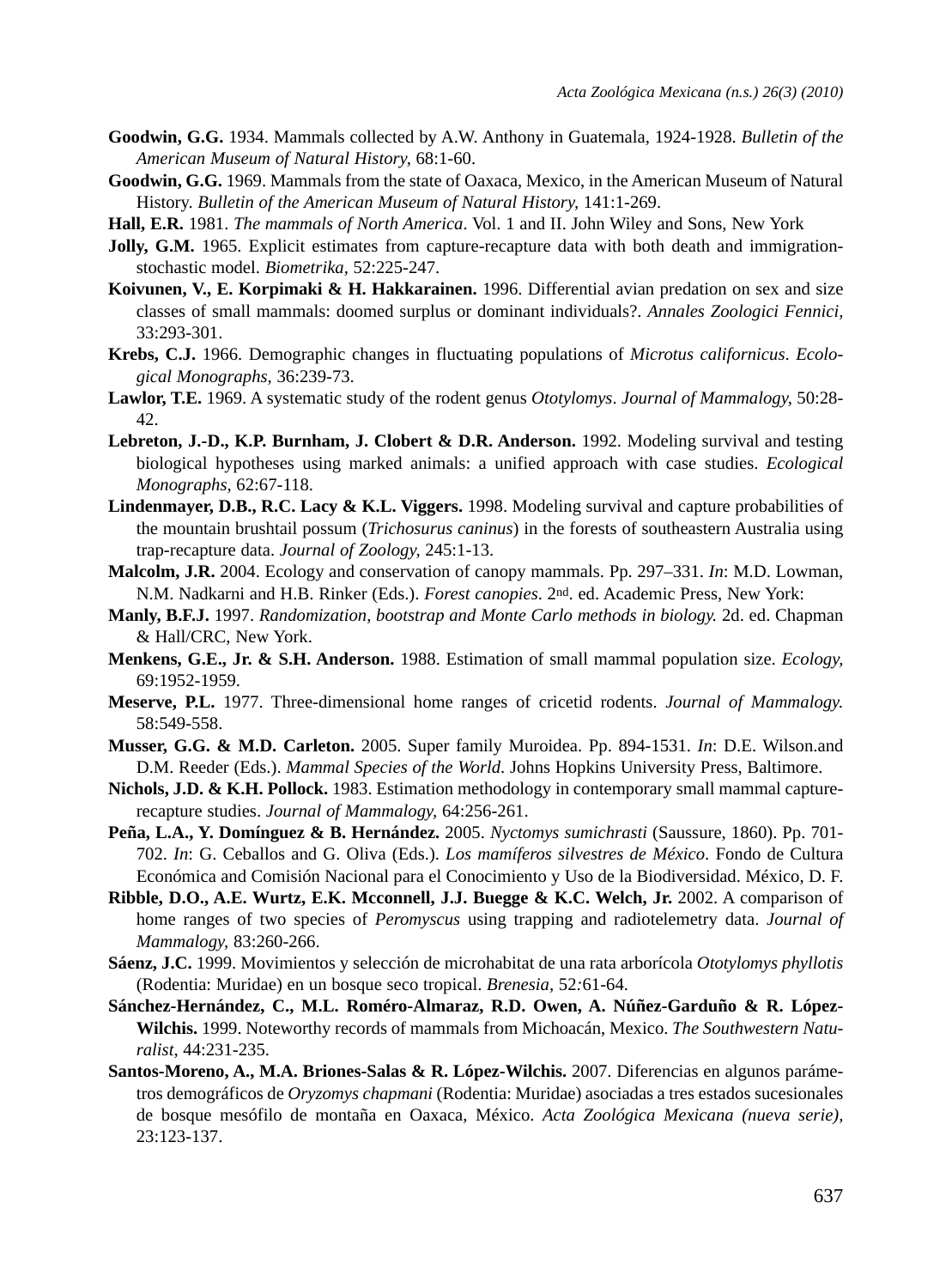**Goodwin, G.G.** 1934. Mammals collected by A.W. Anthony in Guatemala, 1924-1928. *Bulletin of the American Museum of Natural History,* 68:1-60.

**Goodwin, G.G.** 1969. Mammals from the state of Oaxaca, Mexico, in the American Museum of Natural History. *Bulletin of the American Museum of Natural History,* 141:1-269.

**Hall, E.R.** 1981. *The mammals of North America*. Vol. 1 and II. John Wiley and Sons, New York

**Jolly, G.M.** 1965. Explicit estimates from capture-recapture data with both death and immigration-stochastic model. *Biometrika,* 52:225-247.

**Koivunen, V., E. Korpimaki & H. Hakkarainen.** 1996. Differential avian predation on sex and size classes of small mammals: doomed surplus or dominant individuals?. *Annales Zoologici Fennici,* 33:293-301.

**Krebs, C.J.** 1966. Demographic changes in fluctuating populations of *Microtus californicus*. *Ecological Monographs,* 36:239-73.

**Lawlor, T.E.** 1969. A systematic study of the rodent genus *Ototylomys*. *Journal of Mammalogy,* 50:28-42.

**Lebreton, J.-D., K.P. Burnham, J. Clobert & D.R. Anderson.** 1992. Modeling survival and testing biological hypotheses using marked animals: a unified approach with case studies. *Ecological Monographs,* 62:67-118.

**Lindenmayer, D.B., R.C. Lacy & K.L. Viggers.** 1998. Modeling survival and capture probabilities of the mountain brushtail possum (*Trichosurus caninus*) in the forests of southeastern Australia using trap-recapture data. *Journal of Zoology,* 245:1-13.

**Malcolm, J.R.** 2004. Ecology and conservation of canopy mammals. Pp. 297–331. *In*: M.D. Lowman, N.M. Nadkarni and H.B. Rinker (Eds.). *Forest canopies*. 2nd. ed. Academic Press, New York:

**Manly, B.F.J.** 1997. *Randomization, bootstrap and Monte Carlo methods in biology.* 2d. ed. Chapman & Hall/CRC, New York.

**Menkens, G.E., Jr. & S.H. Anderson.** 1988. Estimation of small mammal population size. *Ecology,* 69:1952-1959.

**Meserve, P.L.** 1977. Three-dimensional home ranges of cricetid rodents. *Journal of Mammalogy.* 58:549-558.

**Musser, G.G. & M.D. Carleton.** 2005. Super family Muroidea. Pp. 894-1531. *In*: D.E. Wilson.and D.M. Reeder (Eds.). *Mammal Species of the World*. Johns Hopkins University Press, Baltimore.

**Nichols, J.D. & K.H. Pollock.** 1983. Estimation methodology in contemporary small mammal capture-recapture studies. *Journal of Mammalogy,* 64:256-261.

**Peña, L.A., Y. Domínguez & B. Hernández.** 2005. *Nyctomys sumichrasti* (Saussure, 1860). Pp. 701-702. *In*: G. Ceballos and G. Oliva (Eds.). *Los mamíferos silvestres de México*. Fondo de Cultura Económica and Comisión Nacional para el Conocimiento y Uso de la Biodiversidad. México, D. F.

**Ribble, D.O., A.E. Wurtz, E.K. Mcconnell, J.J. Buegge & K.C. Welch, Jr.** 2002. A comparison of home ranges of two species of *Peromyscus* using trapping and radiotelemetry data. *Journal of Mammalogy,* 83:260-266.

**Sáenz, J.C.** 1999. Movimientos y selección de microhabitat de una rata arborícola *Ototylomys phyllotis* (Rodentia: Muridae) en un bosque seco tropical. *Brenesia,* 52:61-64.

**Sánchez-Hernández, C., M.L. Roméro-Almaraz, R.D. Owen, A. Núñez-Garduño & R. López-Wilchis.** 1999. Noteworthy records of mammals from Michoacán, Mexico. *The Southwestern Naturalist,* 44:231-235.

**Santos-Moreno, A., M.A. Briones-Salas & R. López-Wilchis.** 2007. Diferencias en algunos parámetros demográficos de *Oryzomys chapmani* (Rodentia: Muridae) asociadas a tres estados sucesionales de bosque mesófilo de montaña en Oaxaca, México. *Acta Zoológica Mexicana (nueva serie),* 23:123-137.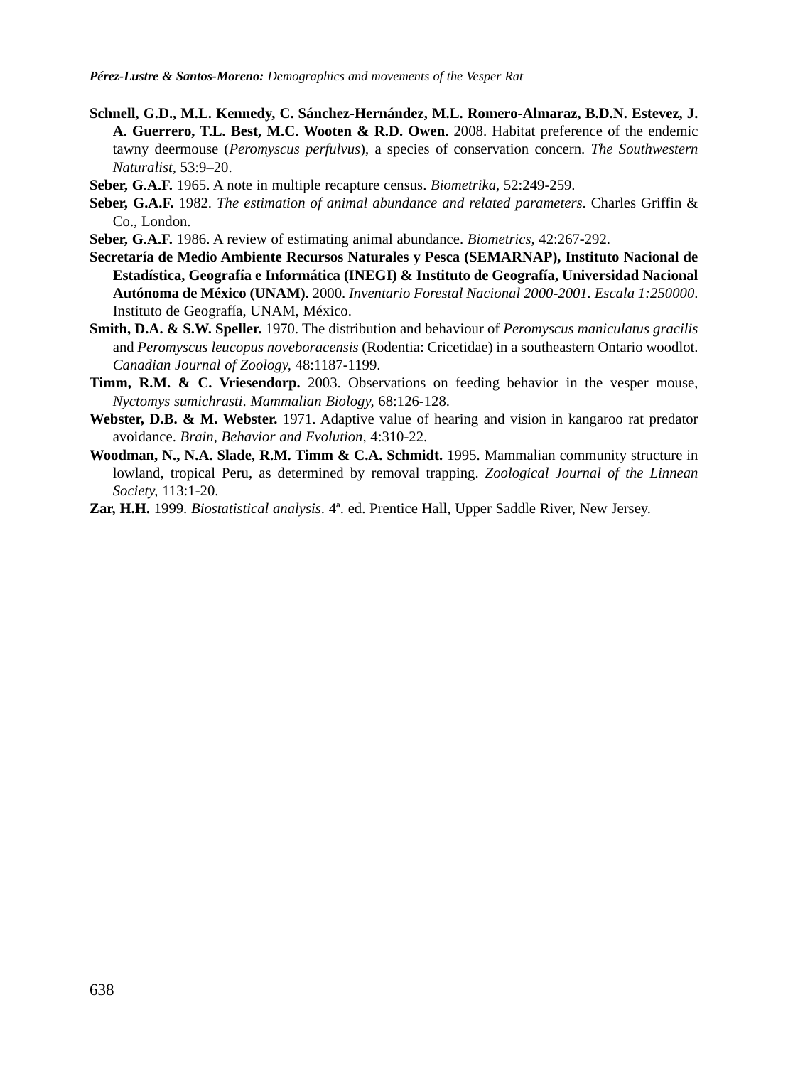**Schnell, G.D., M.L. Kennedy, C. Sánchez-Hernández, M.L. Romero-Almaraz, B.D.N. Estevez, J. A. Guerrero, T.L. Best, M.C. Wooten & R.D. Owen.** 2008. Habitat preference of the endemic tawny deermouse (*Peromyscus perfulvus*), a species of conservation concern. *The Southwestern Naturalist*, 53:9–20.

**Seber, G.A.F.** 1965. A note in multiple recapture census. *Biometrika*, 52:249-259.

**Seber, G.A.F.** 1982. *The estimation of animal abundance and related parameters*. Charles Griffin & Co., London.

**Seber, G.A.F.** 1986. A review of estimating animal abundance. *Biometrics*, 42:267-292.

**Secretaría de Medio Ambiente Recursos Naturales y Pesca (SEMARNAP), Instituto Nacional de Estadística, Geografía e Informática (INEGI) & Instituto de Geografía, Universidad Nacional Autónoma de México (UNAM).** 2000. *Inventario Forestal Nacional 2000-2001. Escala 1:250000*. Instituto de Geografía, UNAM, México.

**Smith, D.A. & S.W. Speller.** 1970. The distribution and behaviour of *Peromyscus maniculatus gracilis* and *Peromyscus leucopus noveboracensis* (Rodentia: Cricetidae) in a southeastern Ontario woodlot. *Canadian Journal of Zoology*, 48:1187-1199.

**Timm, R.M. & C. Vriesendorp.** 2003. Observations on feeding behavior in the vesper mouse, *Nyctomys sumichrasti*. *Mammalian Biology*, 68:126-128.

**Webster, D.B. & M. Webster.** 1971. Adaptive value of hearing and vision in kangaroo rat predator avoidance. *Brain, Behavior and Evolution*, 4:310-22.

**Woodman, N., N.A. Slade, R.M. Timm & C.A. Schmidt.** 1995. Mammalian community structure in lowland, tropical Peru, as determined by removal trapping. *Zoological Journal of the Linnean Society*, 113:1-20.

**Zar, H.H.** 1999. *Biostatistical analysis*. 4ª. ed. Prentice Hall, Upper Saddle River, New Jersey.